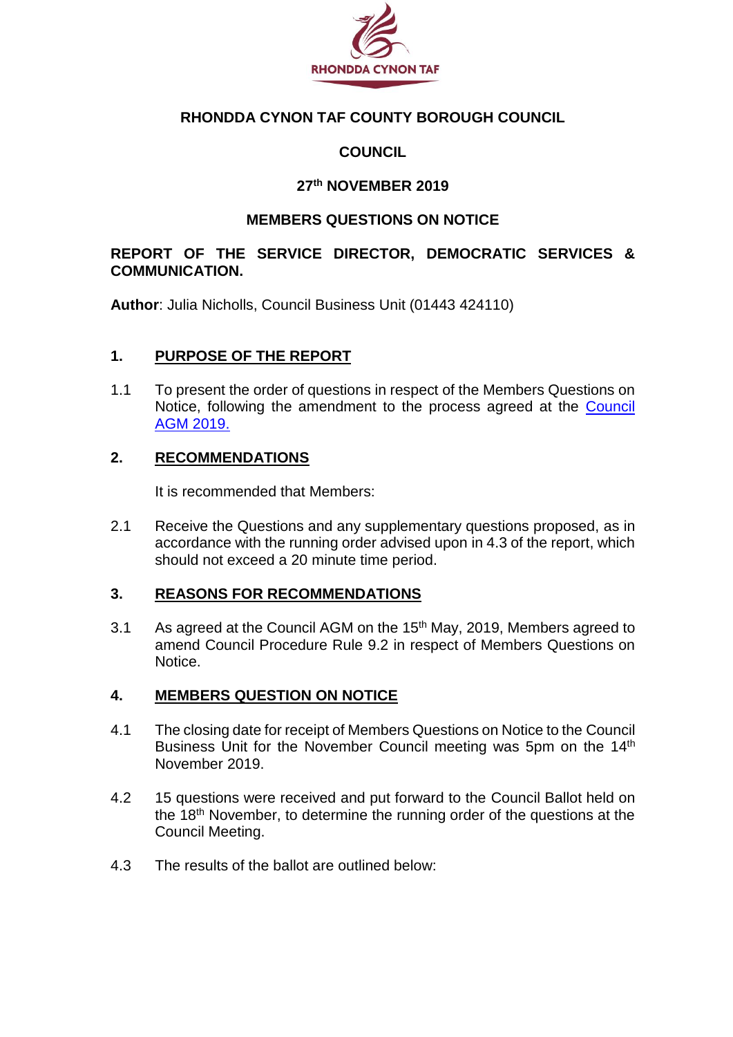**RHONDDA CYNON TAF**

# RHONDDA CYNON TAF COUNTY BOROUGH COUNCIL

## COUNCIL

## 27th NOVEMBER 2019

## MEMBERS QUESTIONS ON NOTICE

**REPORT OF THE SERVICE DIRECTOR, DEMOCRATIC SERVICES & COMMUNICATION.**

**Author**: Julia Nicholls, Council Business Unit (01443 424110)

## 1. PURPOSE OF THE REPORT

1.1 To present the order of questions in respect of the Members Questions on Notice, following the amendment to the process agreed at the Council AGM 2019.

## 2. RECOMMENDATIONS

It is recommended that Members:

2.1 Receive the Questions and any supplementary questions proposed, as in accordance with the running order advised upon in 4.3 of the report, which should not exceed a 20 minute time period.

## 3. REASONS FOR RECOMMENDATIONS

3.1 As agreed at the Council AGM on the 15th May, 2019, Members agreed to amend Council Procedure Rule 9.2 in respect of Members Questions on Notice.

## 4. MEMBERS QUESTION ON NOTICE

4.1 The closing date for receipt of Members Questions on Notice to the Council Business Unit for the November Council meeting was 5pm on the 14th November 2019.

4.2 15 questions were received and put forward to the Council Ballot held on the 18th November, to determine the running order of the questions at the Council Meeting.

4.3 The results of the ballot are outlined below: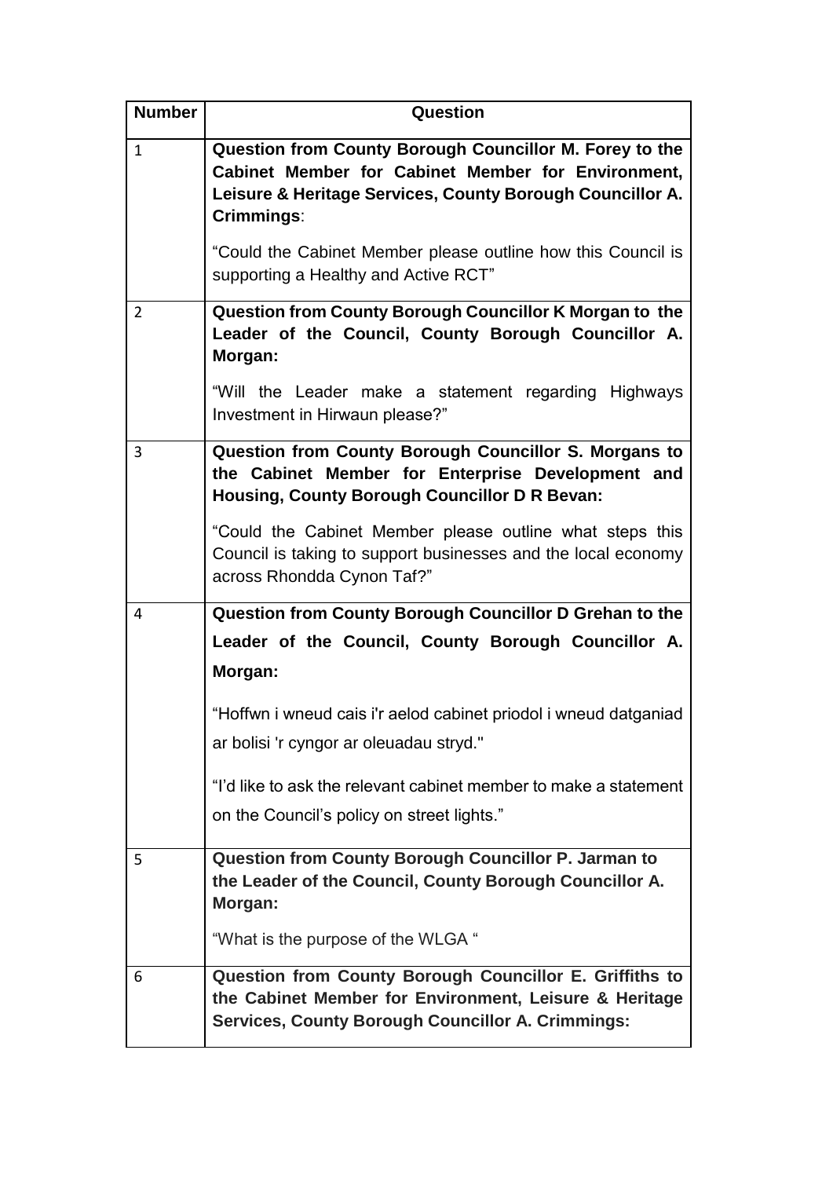| Number | Question |
|---|---|
| 1 | **Question from County Borough Councillor M. Forey to the Cabinet Member for Cabinet Member for Environment, Leisure & Heritage Services, County Borough Councillor A. Crimmings**:<br><br>“Could the Cabinet Member please outline how this Council is supporting a Healthy and Active RCT” |
| 2 | **Question from County Borough Councillor K Morgan to the Leader of the Council, County Borough Councillor A. Morgan:**<br><br>“Will the Leader make a statement regarding Highways Investment in Hirwaun please?” |
| 3 | **Question from County Borough Councillor S. Morgans to the Cabinet Member for Enterprise Development and Housing, County Borough Councillor D R Bevan:**<br><br>“Could the Cabinet Member please outline what steps this Council is taking to support businesses and the local economy across Rhondda Cynon Taf?” |
| 4 | **Question from County Borough Councillor D Grehan to the Leader of the Council, County Borough Councillor A. Morgan:**<br><br>“Hoffwn i wneud cais i'r aelod cabinet priodol i wneud datganiad ar bolisi 'r cyngor ar oleuadau stryd."<br><br>“I’d like to ask the relevant cabinet member to make a statement on the Council’s policy on street lights.” |
| 5 | **Question from County Borough Councillor P. Jarman to the Leader of the Council, County Borough Councillor A. Morgan:**<br><br>“What is the purpose of the WLGA “ |
| 6 | **Question from County Borough Councillor E. Griffiths to the Cabinet Member for Environment, Leisure & Heritage Services, County Borough Councillor A. Crimmings:** |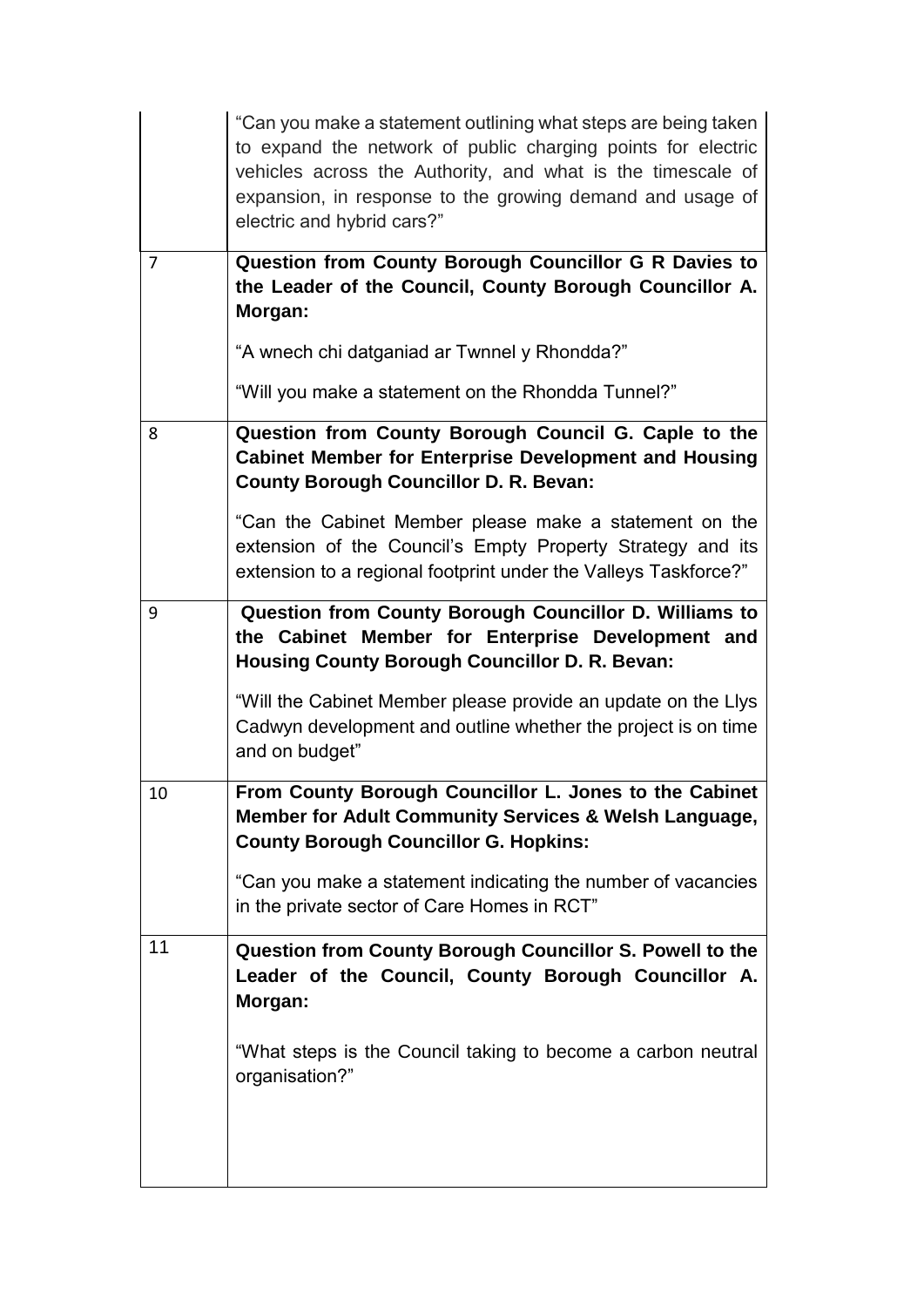| | |
|---|---|
| | "Can you make a statement outlining what steps are being taken to expand the network of public charging points for electric vehicles across the Authority, and what is the timescale of expansion, in response to the growing demand and usage of electric and hybrid cars?" |
| 7 | **Question from County Borough Councillor G R Davies to the Leader of the Council, County Borough Councillor A. Morgan:**<br><br>"A wnech chi datganiad ar Twnnel y Rhondda?"<br><br>"Will you make a statement on the Rhondda Tunnel?" |
| 8 | **Question from County Borough Council G. Caple to the Cabinet Member for Enterprise Development and Housing County Borough Councillor D. R. Bevan:**<br><br>"Can the Cabinet Member please make a statement on the extension of the Council's Empty Property Strategy and its extension to a regional footprint under the Valleys Taskforce?" |
| 9 | **Question from County Borough Councillor D. Williams to the Cabinet Member for Enterprise Development and Housing County Borough Councillor D. R. Bevan:**<br><br>"Will the Cabinet Member please provide an update on the Llys Cadwyn development and outline whether the project is on time and on budget" |
| 10 | **From County Borough Councillor L. Jones to the Cabinet Member for Adult Community Services & Welsh Language, County Borough Councillor G. Hopkins:**<br><br>"Can you make a statement indicating the number of vacancies in the private sector of Care Homes in RCT" |
| 11 | **Question from County Borough Councillor S. Powell to the Leader of the Council, County Borough Councillor A. Morgan:**<br><br>"What steps is the Council taking to become a carbon neutral organisation?" |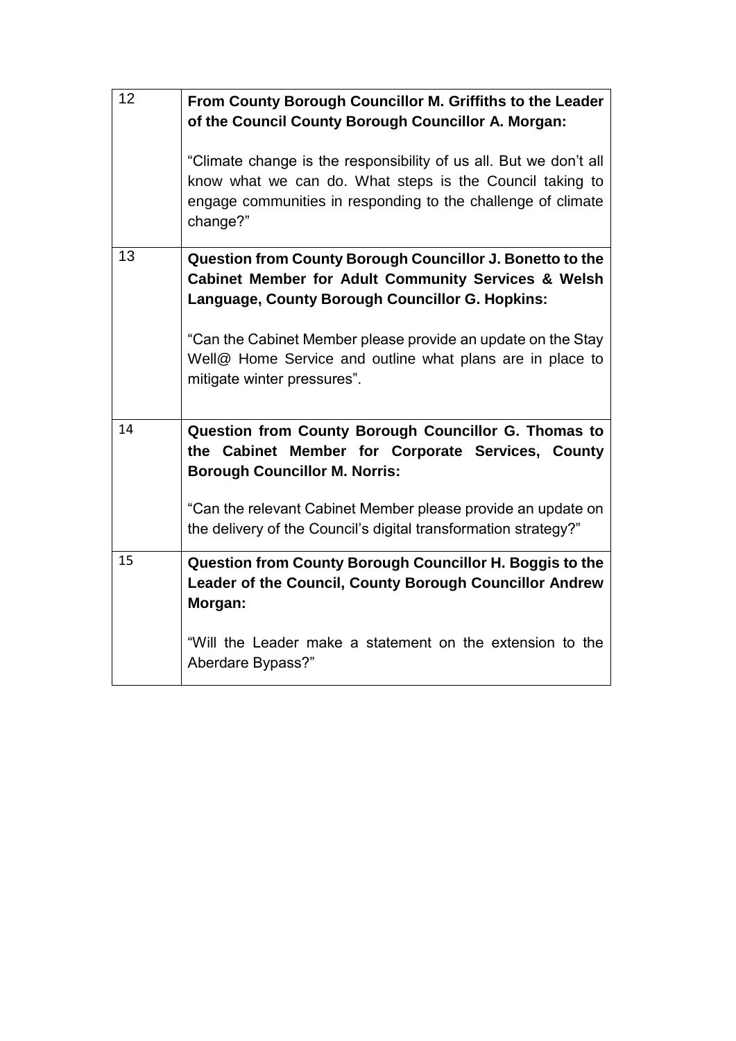| | |
|---|---|
| 12 | **From County Borough Councillor M. Griffiths to the Leader of the Council County Borough Councillor A. Morgan:**<br><br>"Climate change is the responsibility of us all. But we don't all know what we can do. What steps is the Council taking to engage communities in responding to the challenge of climate change?" |
| 13 | **Question from County Borough Councillor J. Bonetto to the Cabinet Member for Adult Community Services & Welsh Language, County Borough Councillor G. Hopkins:**<br><br>"Can the Cabinet Member please provide an update on the Stay Well@ Home Service and outline what plans are in place to mitigate winter pressures". |
| 14 | **Question from County Borough Councillor G. Thomas to the Cabinet Member for Corporate Services, County Borough Councillor M. Norris:**<br><br>"Can the relevant Cabinet Member please provide an update on the delivery of the Council's digital transformation strategy?" |
| 15 | **Question from County Borough Councillor H. Boggis to the Leader of the Council, County Borough Councillor Andrew Morgan:**<br><br>"Will the Leader make a statement on the extension to the Aberdare Bypass?" |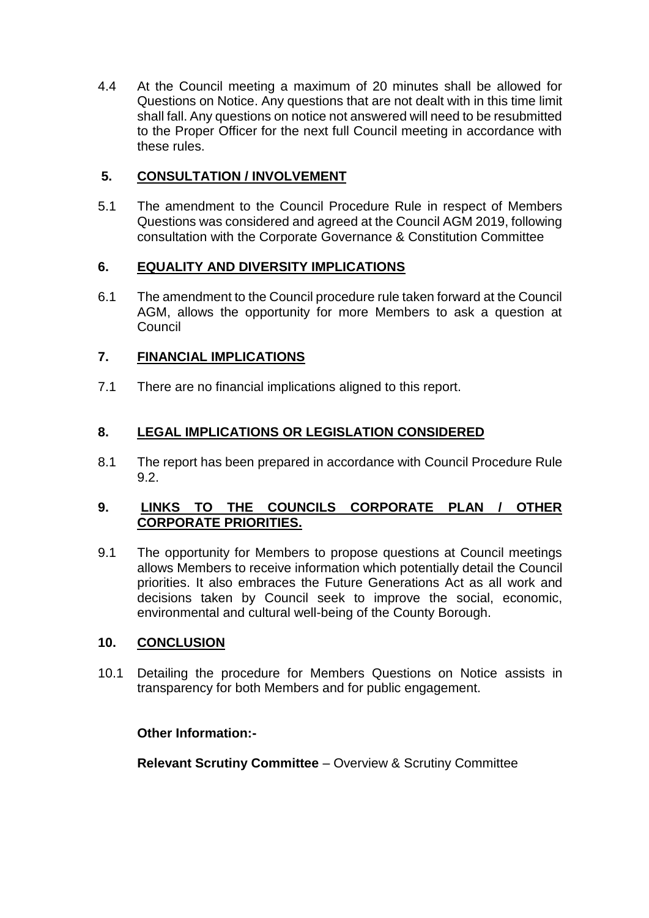4.4 At the Council meeting a maximum of 20 minutes shall be allowed for Questions on Notice. Any questions that are not dealt with in this time limit shall fall. Any questions on notice not answered will need to be resubmitted to the Proper Officer for the next full Council meeting in accordance with these rules.

## 5. CONSULTATION / INVOLVEMENT

5.1 The amendment to the Council Procedure Rule in respect of Members Questions was considered and agreed at the Council AGM 2019, following consultation with the Corporate Governance & Constitution Committee

## 6. EQUALITY AND DIVERSITY IMPLICATIONS

6.1 The amendment to the Council procedure rule taken forward at the Council AGM, allows the opportunity for more Members to ask a question at Council

## 7. FINANCIAL IMPLICATIONS

7.1 There are no financial implications aligned to this report.

## 8. LEGAL IMPLICATIONS OR LEGISLATION CONSIDERED

8.1 The report has been prepared in accordance with Council Procedure Rule 9.2.

## 9. LINKS TO THE COUNCILS CORPORATE PLAN / OTHER CORPORATE PRIORITIES.

9.1 The opportunity for Members to propose questions at Council meetings allows Members to receive information which potentially detail the Council priorities. It also embraces the Future Generations Act as all work and decisions taken by Council seek to improve the social, economic, environmental and cultural well-being of the County Borough.

## 10. CONCLUSION

10.1 Detailing the procedure for Members Questions on Notice assists in transparency for both Members and for public engagement.

**Other Information:-**

**Relevant Scrutiny Committee** – Overview & Scrutiny Committee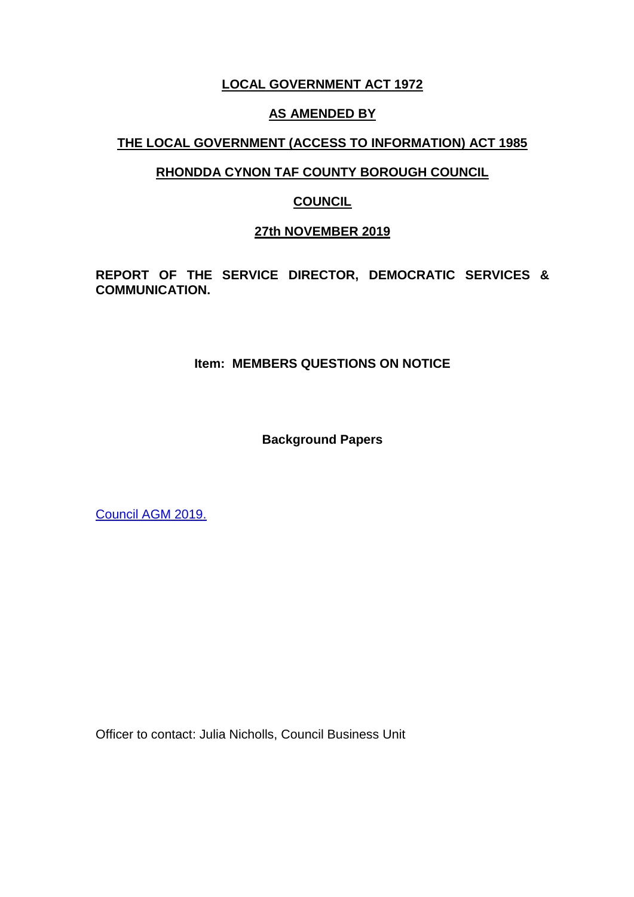**LOCAL GOVERNMENT ACT 1972**

**AS AMENDED BY**

**THE LOCAL GOVERNMENT (ACCESS TO INFORMATION) ACT 1985**

**RHONDDA CYNON TAF COUNTY BOROUGH COUNCIL**

**COUNCIL**

**27th NOVEMBER 2019**

**REPORT OF THE SERVICE DIRECTOR, DEMOCRATIC SERVICES & COMMUNICATION.**

**Item: MEMBERS QUESTIONS ON NOTICE**

**Background Papers**

Council AGM 2019.

Officer to contact: Julia Nicholls, Council Business Unit